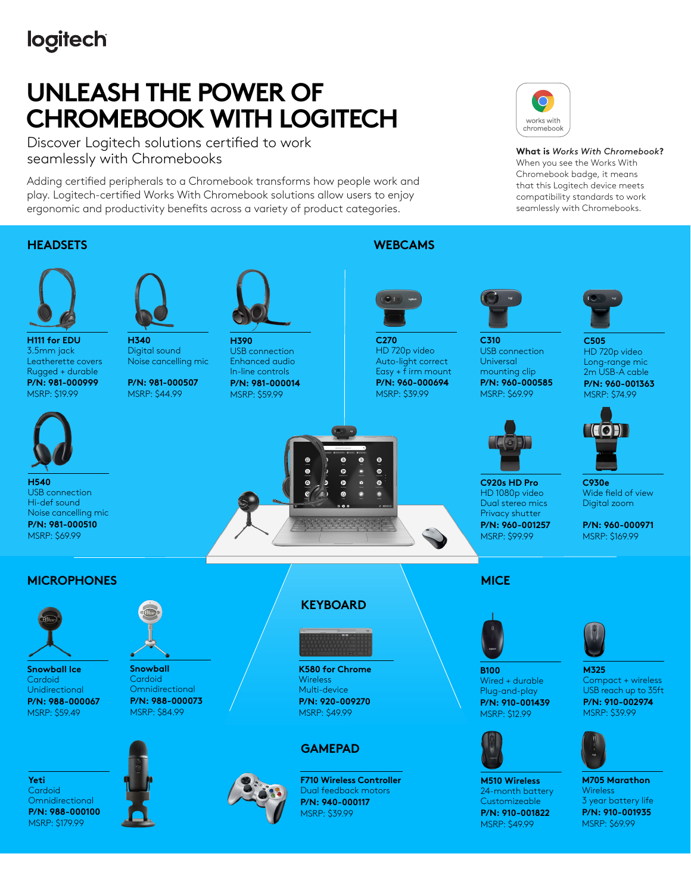logitech

# UNLEASH THE POWER OF CHROMEBOOK WITH LOGITECH

Discover Logitech solutions certified to work seamlessly with Chromebooks

Adding certified peripherals to a Chromebook transforms how people work and play. Logitech-certified Works With Chromebook solutions allow users to enjoy ergonomic and productivity benefits across a variety of product categories.

works with chromebook

**What is *Works With Chromebook*?**
When you see the Works With Chromebook badge, it means that this Logitech device meets compatibility standards to work seamlessly with Chromebooks.

## HEADSETS

**H111 for EDU**
3.5mm jack
Leatherette covers
Rugged + durable
**P/N: 981-000999**
MSRP: $19.99

**H340**
Digital sound
Noise cancelling mic
**P/N: 981-000507**
MSRP: $44.99

**H390**
USB connection
Enhanced audio
In-line controls
**P/N: 981-000014**
MSRP: $59.99

**H540**
USB connection
Hi-def sound
Noise cancelling mic
**P/N: 981-000510**
MSRP: $69.99

## WEBCAMS

**C270**
HD 720p video
Auto-light correct
Easy + f irm mount
**P/N: 960-000694**
MSRP: $39.99

**C310**
USB connection
Universal mounting clip
**P/N: 960-000585**
MSRP: $69.99

**C505**
HD 720p video
Long-range mic
2m USB-A cable
**P/N: 960-001363**
MSRP: $74.99

**C920s HD Pro**
HD 1080p video
Dual stereo mics
Privacy shutter
**P/N: 960-001257**
MSRP: $99.99

**C930e**
Wide field of view
Digital zoom
**P/N: 960-000971**
MSRP: $169.99

## MICROPHONES

**Snowball Ice**
Cardoid
Unidirectional
**P/N: 988-000067**
MSRP: $59.49

**Snowball**
Cardoid
Omnidirectional
**P/N: 988-000073**
MSRP: $84.99

**Yeti**
Cardoid
Omnidirectional
**P/N: 988-000100**
MSRP: $179.99

## KEYBOARD

**K580 for Chrome**
Wireless
Multi-device
**P/N: 920-009270**
MSRP: $49.99

## GAMEPAD

**F710 Wireless Controller**
Dual feedback motors
**P/N: 940-000117**
MSRP: $39.99

## MICE

**B100**
Wired + durable
Plug-and-play
**P/N: 910-001439**
MSRP: $12.99

**M325**
Compact + wireless
USB reach up to 35ft
**P/N: 910-002974**
MSRP: $39.99

**M510 Wireless**
24-month battery
Customizeable
**P/N: 910-001822**
MSRP: $49.99

**M705 Marathon**
Wireless
3 year battery life
**P/N: 910-001935**
MSRP: $69.99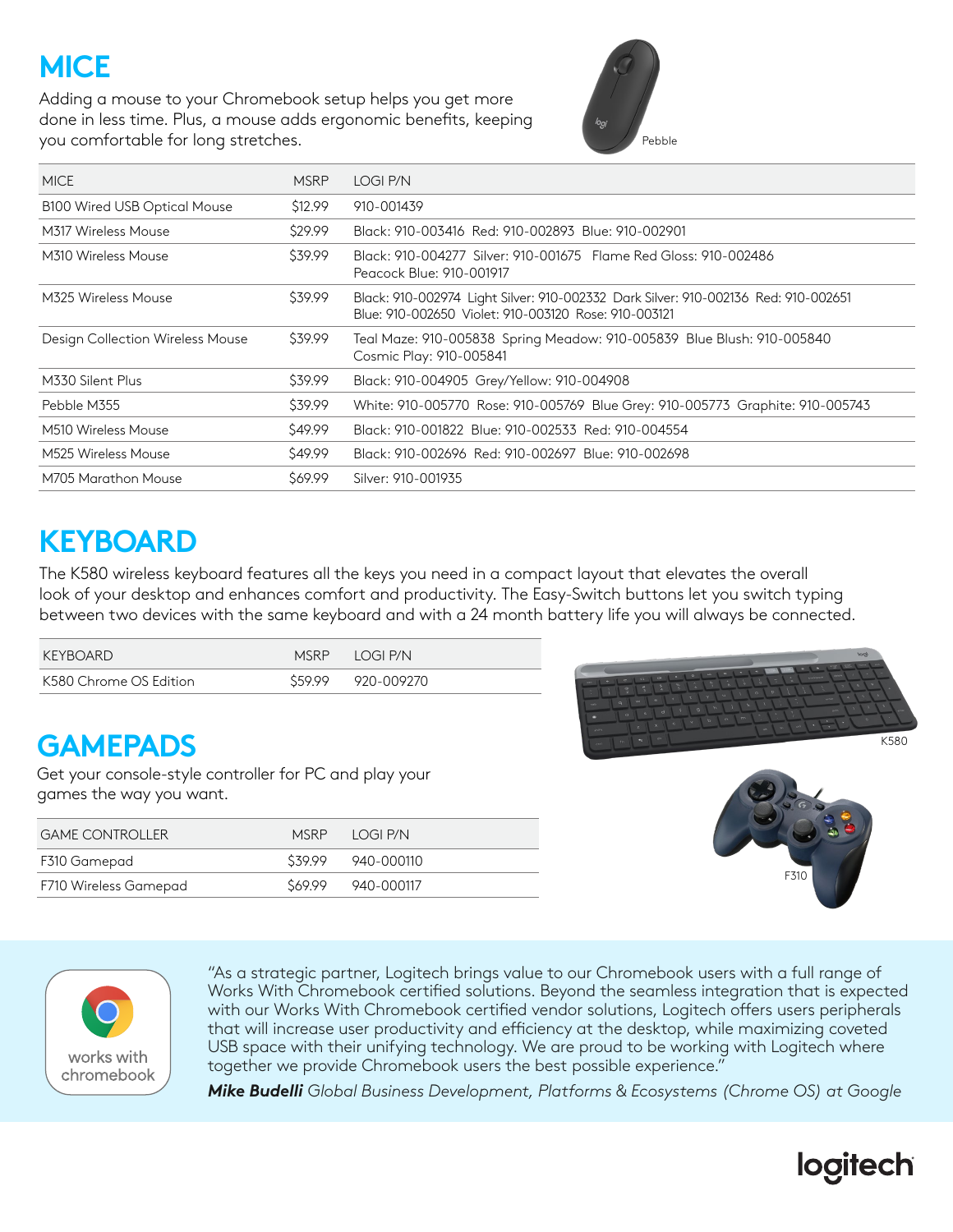# MICE

Adding a mouse to your Chromebook setup helps you get more done in less time. Plus, a mouse adds ergonomic benefits, keeping you comfortable for long stretches.

Pebble

| MICE | MSRP | LOGI P/N |
|---|---|---|
| B100 Wired USB Optical Mouse | $12.99 | 910-001439 |
| M317 Wireless Mouse | $29.99 | Black: 910-003416 Red: 910-002893 Blue: 910-002901 |
| M310 Wireless Mouse | $39.99 | Black: 910-004277 Silver: 910-001675 Flame Red Gloss: 910-002486 Peacock Blue: 910-001917 |
| M325 Wireless Mouse | $39.99 | Black: 910-002974 Light Silver: 910-002332 Dark Silver: 910-002136 Red: 910-002651 Blue: 910-002650 Violet: 910-003120 Rose: 910-003121 |
| Design Collection Wireless Mouse | $39.99 | Teal Maze: 910-005838 Spring Meadow: 910-005839 Blue Blush: 910-005840 Cosmic Play: 910-005841 |
| M330 Silent Plus | $39.99 | Black: 910-004905 Grey/Yellow: 910-004908 |
| Pebble M355 | $39.99 | White: 910-005770 Rose: 910-005769 Blue Grey: 910-005773 Graphite: 910-005743 |
| M510 Wireless Mouse | $49.99 | Black: 910-001822 Blue: 910-002533 Red: 910-004554 |
| M525 Wireless Mouse | $49.99 | Black: 910-002696 Red: 910-002697 Blue: 910-002698 |
| M705 Marathon Mouse | $69.99 | Silver: 910-001935 |

# KEYBOARD

The K580 wireless keyboard features all the keys you need in a compact layout that elevates the overall look of your desktop and enhances comfort and productivity. The Easy-Switch buttons let you switch typing between two devices with the same keyboard and with a 24 month battery life you will always be connected.

| KEYBOARD | MSRP | LOGI P/N |
|---|---|---|
| K580 Chrome OS Edition | $59.99 | 920-009270 |

K580

# GAMEPADS

Get your console-style controller for PC and play your games the way you want.

| GAME CONTROLLER | MSRP | LOGI P/N |
|---|---|---|
| F310 Gamepad | $39.99 | 940-000110 |
| F710 Wireless Gamepad | $69.99 | 940-000117 |

F310

works with chromebook

"As a strategic partner, Logitech brings value to our Chromebook users with a full range of Works With Chromebook certified solutions. Beyond the seamless integration that is expected with our Works With Chromebook certified vendor solutions, Logitech offers users peripherals that will increase user productivity and efficiency at the desktop, while maximizing coveted USB space with their unifying technology. We are proud to be working with Logitech where together we provide Chromebook users the best possible experience."

***Mike Budelli*** *Global Business Development, Platforms & Ecosystems (Chrome OS) at Google*

logitech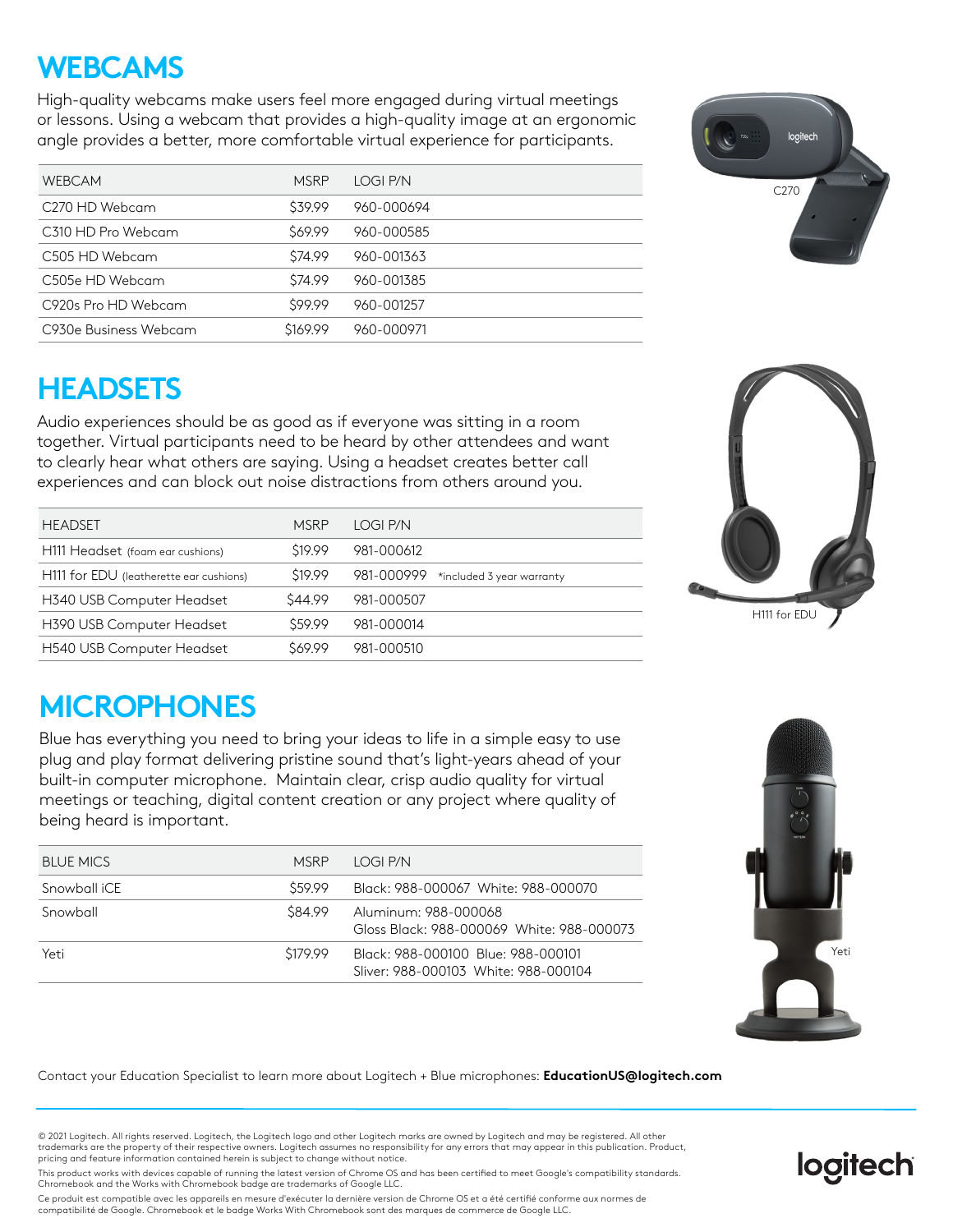# WEBCAMS

High-quality webcams make users feel more engaged during virtual meetings or lessons. Using a webcam that provides a high-quality image at an ergonomic angle provides a better, more comfortable virtual experience for participants.

| WEBCAM | MSRP | LOGI P/N |
|---|---|---|
| C270 HD Webcam | $39.99 | 960-000694 |
| C310 HD Pro Webcam | $69.99 | 960-000585 |
| C505 HD Webcam | $74.99 | 960-001363 |
| C505e HD Webcam | $74.99 | 960-001385 |
| C920s Pro HD Webcam | $99.99 | 960-001257 |
| C930e Business Webcam | $169.99 | 960-000971 |

C270

# HEADSETS

Audio experiences should be as good as if everyone was sitting in a room together. Virtual participants need to be heard by other attendees and want to clearly hear what others are saying. Using a headset creates better call experiences and can block out noise distractions from others around you.

| HEADSET | MSRP | LOGI P/N |
|---|---|---|
| H111 Headset (foam ear cushions) | $19.99 | 981-000612 |
| H111 for EDU (leatherette ear cushions) | $19.99 | 981-000999 *included 3 year warranty |
| H340 USB Computer Headset | $44.99 | 981-000507 |
| H390 USB Computer Headset | $59.99 | 981-000014 |
| H540 USB Computer Headset | $69.99 | 981-000510 |

H111 for EDU

# MICROPHONES

Blue has everything you need to bring your ideas to life in a simple easy to use plug and play format delivering pristine sound that's light-years ahead of your built-in computer microphone. Maintain clear, crisp audio quality for virtual meetings or teaching, digital content creation or any project where quality of being heard is important.

| BLUE MICS | MSRP | LOGI P/N |
|---|---|---|
| Snowball iCE | $59.99 | Black: 988-000067 White: 988-000070 |
| Snowball | $84.99 | Aluminum: 988-000068 Gloss Black: 988-000069 White: 988-000073 |
| Yeti | $179.99 | Black: 988-000100 Blue: 988-000101 Sliver: 988-000103 White: 988-000104 |

Yeti

Contact your Education Specialist to learn more about Logitech + Blue microphones: **EducationUS@logitech.com**

© 2021 Logitech. All rights reserved. Logitech, the Logitech logo and other Logitech marks are owned by Logitech and may be registered. All other trademarks are the property of their respective owners. Logitech assumes no responsibility for any errors that may appear in this publication. Product, pricing and feature information contained herein is subject to change without notice.

This product works with devices capable of running the latest version of Chrome OS and has been certified to meet Google's compatibility standards. Chromebook and the Works with Chromebook badge are trademarks of Google LLC.

Ce produit est compatible avec les appareils en mesure d'exécuter la dernière version de Chrome OS et a été certifié conforme aux normes de compatibilité de Google. Chromebook et le badge Works With Chromebook sont des marques de commerce de Google LLC.

logitech